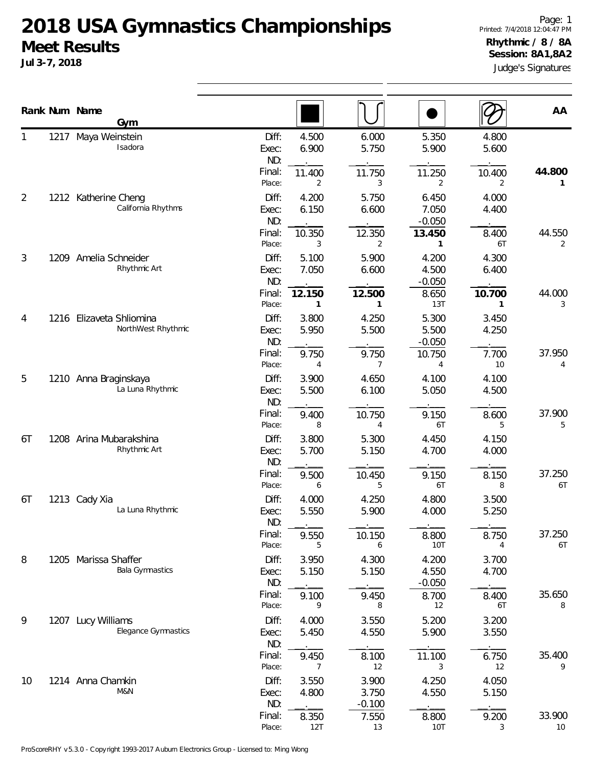# 2018 USA Gymnastics Championships

## Meet Results

**Jul 3-7, 2018**

Printed: 7/4/2018 12:04:47 PM

**Rhythmic / 8 / 8A**

**Session: 8A1,8A2**

Judge's Signatures

| Rank | Num | Name / Gym | | Ball (■) | Hoop (∪) | Ball (●) | Ribbon | AA |
|---|---|---|---|---|---|---|---|---|
| 1 | 1217 | Maya Weinstein | Diff: | 4.500 | 6.000 | 5.350 | 4.800 | |
| | | Isadora | Exec: | 6.900 | 5.750 | 5.900 | 5.600 | |
| | | | ND: | | | | | |
| | | | Final: | 11.400 | 11.750 | 11.250 | 10.400 | **44.800** |
| | | | Place: | 2 | 3 | 2 | 2 | **1** |
| 2 | 1212 | Katherine Cheng | Diff: | 4.200 | 5.750 | 6.450 | 4.000 | |
| | | California Rhythms | Exec: | 6.150 | 6.600 | 7.050 | 4.400 | |
| | | | ND: | | | -0.050 | | |
| | | | Final: | 10.350 | 12.350 | **13.450** | 8.400 | 44.550 |
| | | | Place: | 3 | 2 | **1** | 6T | 2 |
| 3 | 1209 | Amelia Schneider | Diff: | 5.100 | 5.900 | 4.200 | 4.300 | |
| | | Rhythmic Art | Exec: | 7.050 | 6.600 | 4.500 | 6.400 | |
| | | | ND: | | | -0.050 | | |
| | | | Final: | **12.150** | **12.500** | 8.650 | **10.700** | 44.000 |
| | | | Place: | **1** | **1** | 13T | **1** | 3 |
| 4 | 1216 | Elizaveta Shliomina | Diff: | 3.800 | 4.250 | 5.300 | 3.450 | |
| | | NorthWest Rhythmic | Exec: | 5.950 | 5.500 | 5.500 | 4.250 | |
| | | | ND: | | | -0.050 | | |
| | | | Final: | 9.750 | 9.750 | 10.750 | 7.700 | 37.950 |
| | | | Place: | 4 | 7 | 4 | 10 | 4 |
| 5 | 1210 | Anna Braginskaya | Diff: | 3.900 | 4.650 | 4.100 | 4.100 | |
| | | La Luna Rhythmic | Exec: | 5.500 | 6.100 | 5.050 | 4.500 | |
| | | | ND: | | | | | |
| | | | Final: | 9.400 | 10.750 | 9.150 | 8.600 | 37.900 |
| | | | Place: | 8 | 4 | 6T | 5 | 5 |
| 6T | 1208 | Arina Mubarakshina | Diff: | 3.800 | 5.300 | 4.450 | 4.150 | |
| | | Rhythmic Art | Exec: | 5.700 | 5.150 | 4.700 | 4.000 | |
| | | | ND: | | | | | |
| | | | Final: | 9.500 | 10.450 | 9.150 | 8.150 | 37.250 |
| | | | Place: | 6 | 5 | 6T | 8 | 6T |
| 6T | 1213 | Cady Xia | Diff: | 4.000 | 4.250 | 4.800 | 3.500 | |
| | | La Luna Rhythmic | Exec: | 5.550 | 5.900 | 4.000 | 5.250 | |
| | | | ND: | | | | | |
| | | | Final: | 9.550 | 10.150 | 8.800 | 8.750 | 37.250 |
| | | | Place: | 5 | 6 | 10T | 4 | 6T |
| 8 | 1205 | Marissa Shaffer | Diff: | 3.950 | 4.300 | 4.200 | 3.700 | |
| | | Bala Gymnastics | Exec: | 5.150 | 5.150 | 4.550 | 4.700 | |
| | | | ND: | | | -0.050 | | |
| | | | Final: | 9.100 | 9.450 | 8.700 | 8.400 | 35.650 |
| | | | Place: | 9 | 8 | 12 | 6T | 8 |
| 9 | 1207 | Lucy Williams | Diff: | 4.000 | 3.550 | 5.200 | 3.200 | |
| | | Elegance Gymnastics | Exec: | 5.450 | 4.550 | 5.900 | 3.550 | |
| | | | ND: | | | | | |
| | | | Final: | 9.450 | 8.100 | 11.100 | 6.750 | 35.400 |
| | | | Place: | 7 | 12 | 3 | 12 | 9 |
| 10 | 1214 | Anna Chamkin | Diff: | 3.550 | 3.900 | 4.250 | 4.050 | |
| | | M&N | Exec: | 4.800 | 3.750 | 4.550 | 5.150 | |
| | | | ND: | | -0.100 | | | |
| | | | Final: | 8.350 | 7.550 | 8.800 | 9.200 | 33.900 |
| | | | Place: | 12T | 13 | 10T | 3 | 10 |

ProScoreRHY v5.3.0 - Copyright 1993-2017 Auburn Electronics Group - Licensed to: Ming Wong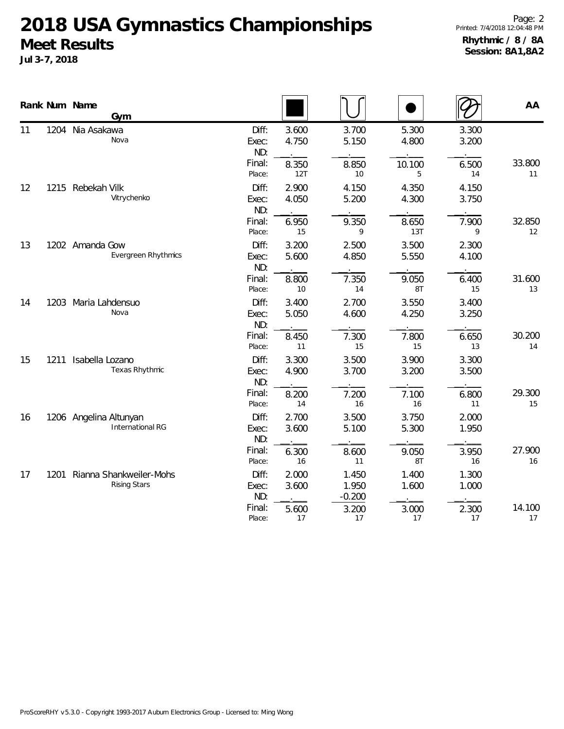# 2018 USA Gymnastics Championships

## Meet Results

**Jul 3-7, 2018**

**Rhythmic / 8 / 8A**
**Session: 8A1,8A2**

| Rank | Num | Name / Gym | | Rope | Hoop | Ball | Ribbon | AA |
|---|---|---|---|---|---|---|---|---|
| 11 | 1204 | Nia Asakawa | Diff: | 3.600 | 3.700 | 5.300 | 3.300 | |
| | | Nova | Exec: | 4.750 | 5.150 | 4.800 | 3.200 | |
| | | | ND: | | | | | |
| | | | Final: | 8.350 | 8.850 | 10.100 | 6.500 | 33.800 |
| | | | Place: | 12T | 10 | 5 | 14 | 11 |
| 12 | 1215 | Rebekah Vilk | Diff: | 2.900 | 4.150 | 4.350 | 4.150 | |
| | | Vitrychenko | Exec: | 4.050 | 5.200 | 4.300 | 3.750 | |
| | | | ND: | | | | | |
| | | | Final: | 6.950 | 9.350 | 8.650 | 7.900 | 32.850 |
| | | | Place: | 15 | 9 | 13T | 9 | 12 |
| 13 | 1202 | Amanda Gow | Diff: | 3.200 | 2.500 | 3.500 | 2.300 | |
| | | Evergreen Rhythmics | Exec: | 5.600 | 4.850 | 5.550 | 4.100 | |
| | | | ND: | | | | | |
| | | | Final: | 8.800 | 7.350 | 9.050 | 6.400 | 31.600 |
| | | | Place: | 10 | 14 | 8T | 15 | 13 |
| 14 | 1203 | Maria Lahdensuo | Diff: | 3.400 | 2.700 | 3.550 | 3.400 | |
| | | Nova | Exec: | 5.050 | 4.600 | 4.250 | 3.250 | |
| | | | ND: | | | | | |
| | | | Final: | 8.450 | 7.300 | 7.800 | 6.650 | 30.200 |
| | | | Place: | 11 | 15 | 15 | 13 | 14 |
| 15 | 1211 | Isabella Lozano | Diff: | 3.300 | 3.500 | 3.900 | 3.300 | |
| | | Texas Rhythmic | Exec: | 4.900 | 3.700 | 3.200 | 3.500 | |
| | | | ND: | | | | | |
| | | | Final: | 8.200 | 7.200 | 7.100 | 6.800 | 29.300 |
| | | | Place: | 14 | 16 | 16 | 11 | 15 |
| 16 | 1206 | Angelina Altunyan | Diff: | 2.700 | 3.500 | 3.750 | 2.000 | |
| | | International RG | Exec: | 3.600 | 5.100 | 5.300 | 1.950 | |
| | | | ND: | | | | | |
| | | | Final: | 6.300 | 8.600 | 9.050 | 3.950 | 27.900 |
| | | | Place: | 16 | 11 | 8T | 16 | 16 |
| 17 | 1201 | Rianna Shankweiler-Mohs | Diff: | 2.000 | 1.450 | 1.400 | 1.300 | |
| | | Rising Stars | Exec: | 3.600 | 1.950 | 1.600 | 1.000 | |
| | | | ND: | | -0.200 | | | |
| | | | Final: | 5.600 | 3.200 | 3.000 | 2.300 | 14.100 |
| | | | Place: | 17 | 17 | 17 | 17 | 17 |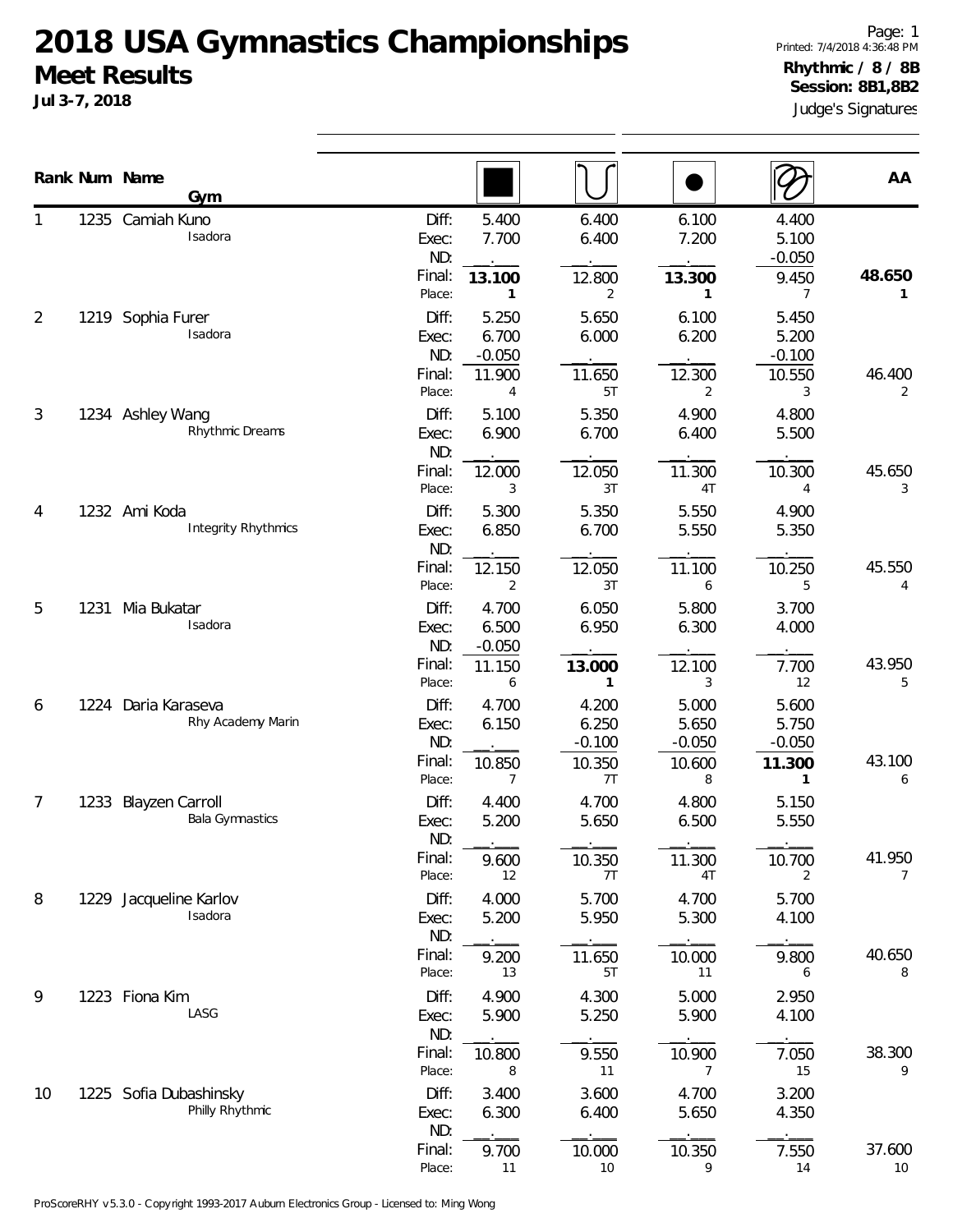# 2018 USA Gymnastics Championships

## Meet Results

**Jul 3-7, 2018**

Printed: 7/4/2018 4:36:48 PM

**Rhythmic / 8 / 8B**

**Session: 8B1,8B2**

Judge's Signatures

| Rank | Num | Name / Gym | | Rope | Hoop | Ball | Ribbon | AA |
|---|---|---|---|---|---|---|---|---|
| 1 | 1235 | Camiah Kuno<br>Isadora | Diff: | 5.400 | 6.400 | 6.100 | 4.400 | |
| | | | Exec: | 7.700 | 6.400 | 7.200 | 5.100 | |
| | | | ND: | | | | -0.050 | |
| | | | Final: | **13.100** | 12.800 | **13.300** | 9.450 | **48.650** |
| | | | Place: | 1 | 2 | 1 | 7 | 1 |
| 2 | 1219 | Sophia Furer<br>Isadora | Diff: | 5.250 | 5.650 | 6.100 | 5.450 | |
| | | | Exec: | 6.700 | 6.000 | 6.200 | 5.200 | |
| | | | ND: | -0.050 | | | -0.100 | |
| | | | Final: | 11.900 | 11.650 | 12.300 | 10.550 | 46.400 |
| | | | Place: | 4 | 5T | 2 | 3 | 2 |
| 3 | 1234 | Ashley Wang<br>Rhythmic Dreams | Diff: | 5.100 | 5.350 | 4.900 | 4.800 | |
| | | | Exec: | 6.900 | 6.700 | 6.400 | 5.500 | |
| | | | ND: | | | | | |
| | | | Final: | 12.000 | 12.050 | 11.300 | 10.300 | 45.650 |
| | | | Place: | 3 | 3T | 4T | 4 | 3 |
| 4 | 1232 | Ami Koda<br>Integrity Rhythmics | Diff: | 5.300 | 5.350 | 5.550 | 4.900 | |
| | | | Exec: | 6.850 | 6.700 | 5.550 | 5.350 | |
| | | | ND: | | | | | |
| | | | Final: | 12.150 | 12.050 | 11.100 | 10.250 | 45.550 |
| | | | Place: | 2 | 3T | 6 | 5 | 4 |
| 5 | 1231 | Mia Bukatar<br>Isadora | Diff: | 4.700 | 6.050 | 5.800 | 3.700 | |
| | | | Exec: | 6.500 | 6.950 | 6.300 | 4.000 | |
| | | | ND: | -0.050 | | | | |
| | | | Final: | 11.150 | **13.000** | 12.100 | 7.700 | 43.950 |
| | | | Place: | 6 | 1 | 3 | 12 | 5 |
| 6 | 1224 | Daria Karaseva<br>Rhy Academy Marin | Diff: | 4.700 | 4.200 | 5.000 | 5.600 | |
| | | | Exec: | 6.150 | 6.250 | 5.650 | 5.750 | |
| | | | ND: | | -0.100 | -0.050 | -0.050 | |
| | | | Final: | 10.850 | 10.350 | 10.600 | **11.300** | 43.100 |
| | | | Place: | 7 | 7T | 8 | 1 | 6 |
| 7 | 1233 | Blayzen Carroll<br>Bala Gymnastics | Diff: | 4.400 | 4.700 | 4.800 | 5.150 | |
| | | | Exec: | 5.200 | 5.650 | 6.500 | 5.550 | |
| | | | ND: | | | | | |
| | | | Final: | 9.600 | 10.350 | 11.300 | 10.700 | 41.950 |
| | | | Place: | 12 | 7T | 4T | 2 | 7 |
| 8 | 1229 | Jacqueline Karlov<br>Isadora | Diff: | 4.000 | 5.700 | 4.700 | 5.700 | |
| | | | Exec: | 5.200 | 5.950 | 5.300 | 4.100 | |
| | | | ND: | | | | | |
| | | | Final: | 9.200 | 11.650 | 10.000 | 9.800 | 40.650 |
| | | | Place: | 13 | 5T | 11 | 6 | 8 |
| 9 | 1223 | Fiona Kim<br>LASG | Diff: | 4.900 | 4.300 | 5.000 | 2.950 | |
| | | | Exec: | 5.900 | 5.250 | 5.900 | 4.100 | |
| | | | ND: | | | | | |
| | | | Final: | 10.800 | 9.550 | 10.900 | 7.050 | 38.300 |
| | | | Place: | 8 | 11 | 7 | 15 | 9 |
| 10 | 1225 | Sofia Dubashinsky<br>Philly Rhythmic | Diff: | 3.400 | 3.600 | 4.700 | 3.200 | |
| | | | Exec: | 6.300 | 6.400 | 5.650 | 4.350 | |
| | | | ND: | | | | | |
| | | | Final: | 9.700 | 10.000 | 10.350 | 7.550 | 37.600 |
| | | | Place: | 11 | 10 | 9 | 14 | 10 |

ProScoreRHY v5.3.0 - Copyright 1993-2017 Auburn Electronics Group - Licensed to: Ming Wong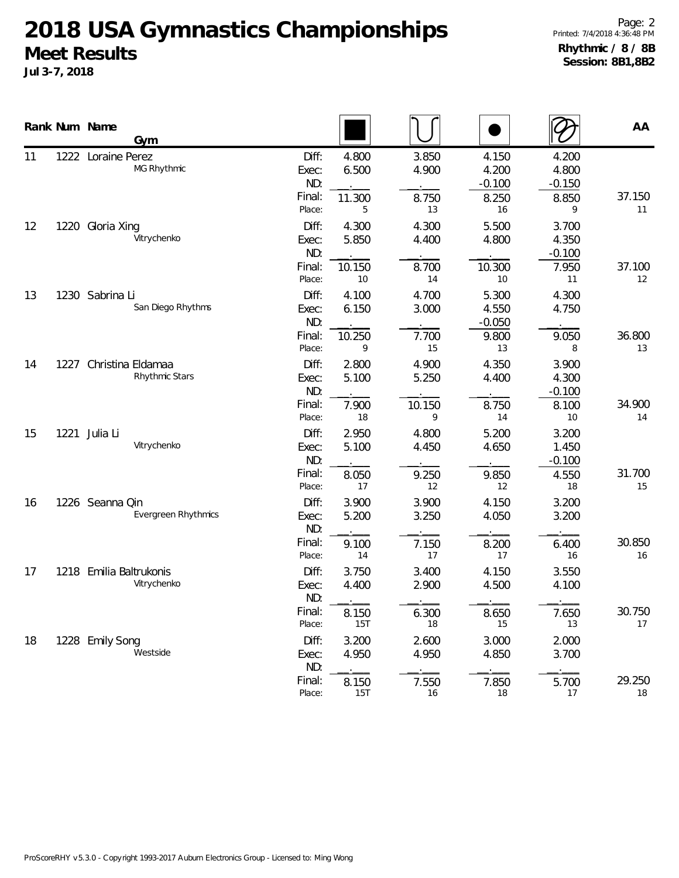# 2018 USA Gymnastics Championships

## Meet Results

**Jul 3-7, 2018**

**Rhythmic / 8 / 8B**
**Session: 8B1,8B2**

| Rank | Num | Name / Gym | | Rope | Hoop | Ball | Clubs | AA |
|---|---|---|---|---|---|---|---|---|
| 11 | 1222 | Loraine Perez | Diff: | 4.800 | 3.850 | 4.150 | 4.200 | |
| | | MG Rhythmic | Exec: | 6.500 | 4.900 | 4.200 | 4.800 | |
| | | | ND: | . | . | -0.100 | -0.150 | |
| | | | Final: | 11.300 | 8.750 | 8.250 | 8.850 | 37.150 |
| | | | Place: | 5 | 13 | 16 | 9 | 11 |
| 12 | 1220 | Gloria Xing | Diff: | 4.300 | 4.300 | 5.500 | 3.700 | |
| | | Vitrychenko | Exec: | 5.850 | 4.400 | 4.800 | 4.350 | |
| | | | ND: | . | . | . | -0.100 | |
| | | | Final: | 10.150 | 8.700 | 10.300 | 7.950 | 37.100 |
| | | | Place: | 10 | 14 | 10 | 11 | 12 |
| 13 | 1230 | Sabrina Li | Diff: | 4.100 | 4.700 | 5.300 | 4.300 | |
| | | San Diego Rhythms | Exec: | 6.150 | 3.000 | 4.550 | 4.750 | |
| | | | ND: | . | . | -0.050 | . | |
| | | | Final: | 10.250 | 7.700 | 9.800 | 9.050 | 36.800 |
| | | | Place: | 9 | 15 | 13 | 8 | 13 |
| 14 | 1227 | Christina Eldamaa | Diff: | 2.800 | 4.900 | 4.350 | 3.900 | |
| | | Rhythmic Stars | Exec: | 5.100 | 5.250 | 4.400 | 4.300 | |
| | | | ND: | . | . | . | -0.100 | |
| | | | Final: | 7.900 | 10.150 | 8.750 | 8.100 | 34.900 |
| | | | Place: | 18 | 9 | 14 | 10 | 14 |
| 15 | 1221 | Julia Li | Diff: | 2.950 | 4.800 | 5.200 | 3.200 | |
| | | Vitrychenko | Exec: | 5.100 | 4.450 | 4.650 | 1.450 | |
| | | | ND: | . | . | . | -0.100 | |
| | | | Final: | 8.050 | 9.250 | 9.850 | 4.550 | 31.700 |
| | | | Place: | 17 | 12 | 12 | 18 | 15 |
| 16 | 1226 | Seanna Qin | Diff: | 3.900 | 3.900 | 4.150 | 3.200 | |
| | | Evergreen Rhythmics | Exec: | 5.200 | 3.250 | 4.050 | 3.200 | |
| | | | ND: | . | . | . | . | |
| | | | Final: | 9.100 | 7.150 | 8.200 | 6.400 | 30.850 |
| | | | Place: | 14 | 17 | 17 | 16 | 16 |
| 17 | 1218 | Emilia Baltrukonis | Diff: | 3.750 | 3.400 | 4.150 | 3.550 | |
| | | Vitrychenko | Exec: | 4.400 | 2.900 | 4.500 | 4.100 | |
| | | | ND: | . | . | . | . | |
| | | | Final: | 8.150 | 6.300 | 8.650 | 7.650 | 30.750 |
| | | | Place: | 15T | 18 | 15 | 13 | 17 |
| 18 | 1228 | Emily Song | Diff: | 3.200 | 2.600 | 3.000 | 2.000 | |
| | | Westside | Exec: | 4.950 | 4.950 | 4.850 | 3.700 | |
| | | | ND: | . | . | . | . | |
| | | | Final: | 8.150 | 7.550 | 7.850 | 5.700 | 29.250 |
| | | | Place: | 15T | 16 | 18 | 17 | 18 |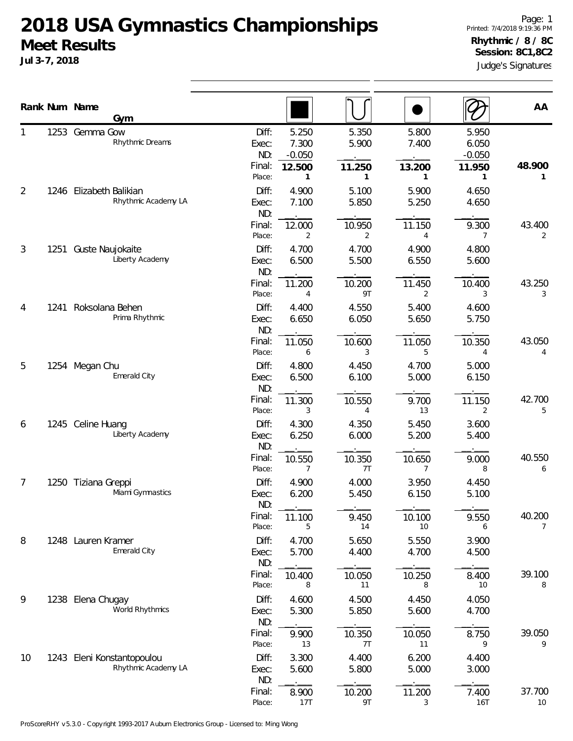# 2018 USA Gymnastics Championships

## Meet Results

**Jul 3-7, 2018**

Printed: 7/4/2018 9:19:36 PM

**Rhythmic / 8 / 8C**

**Session: 8C1,8C2**

Judge's Signatures

| Rank | Num | Name / Gym | | Rope | Hoop | Ball | Ribbon | AA |
|---|---|---|---|---|---|---|---|---|
| 1 | 1253 | Gemma Gow | Diff: | 5.250 | 5.350 | 5.800 | 5.950 | |
| | | Rhythmic Dreams | Exec: | 7.300 | 5.900 | 7.400 | 6.050 | |
| | | | ND: | -0.050 | . | . | -0.050 | |
| | | | Final: | **12.500** | **11.250** | **13.200** | **11.950** | **48.900** |
| | | | Place: | 1 | 1 | 1 | 1 | 1 |
| 2 | 1246 | Elizabeth Balikian | Diff: | 4.900 | 5.100 | 5.900 | 4.650 | |
| | | Rhythmic Academy LA | Exec: | 7.100 | 5.850 | 5.250 | 4.650 | |
| | | | ND: | . | . | . | . | |
| | | | Final: | 12.000 | 10.950 | 11.150 | 9.300 | 43.400 |
| | | | Place: | 2 | 2 | 4 | 7 | 2 |
| 3 | 1251 | Guste Naujokaite | Diff: | 4.700 | 4.700 | 4.900 | 4.800 | |
| | | Liberty Academy | Exec: | 6.500 | 5.500 | 6.550 | 5.600 | |
| | | | ND: | . | . | . | . | |
| | | | Final: | 11.200 | 10.200 | 11.450 | 10.400 | 43.250 |
| | | | Place: | 4 | 9T | 2 | 3 | 3 |
| 4 | 1241 | Roksolana Behen | Diff: | 4.400 | 4.550 | 5.400 | 4.600 | |
| | | Prima Rhythmic | Exec: | 6.650 | 6.050 | 5.650 | 5.750 | |
| | | | ND: | . | . | . | . | |
| | | | Final: | 11.050 | 10.600 | 11.050 | 10.350 | 43.050 |
| | | | Place: | 6 | 3 | 5 | 4 | 4 |
| 5 | 1254 | Megan Chu | Diff: | 4.800 | 4.450 | 4.700 | 5.000 | |
| | | Emerald City | Exec: | 6.500 | 6.100 | 5.000 | 6.150 | |
| | | | ND: | . | . | . | . | |
| | | | Final: | 11.300 | 10.550 | 9.700 | 11.150 | 42.700 |
| | | | Place: | 3 | 4 | 13 | 2 | 5 |
| 6 | 1245 | Celine Huang | Diff: | 4.300 | 4.350 | 5.450 | 3.600 | |
| | | Liberty Academy | Exec: | 6.250 | 6.000 | 5.200 | 5.400 | |
| | | | ND: | . | . | . | . | |
| | | | Final: | 10.550 | 10.350 | 10.650 | 9.000 | 40.550 |
| | | | Place: | 7 | 7T | 7 | 8 | 6 |
| 7 | 1250 | Tiziana Greppi | Diff: | 4.900 | 4.000 | 3.950 | 4.450 | |
| | | Miami Gymnastics | Exec: | 6.200 | 5.450 | 6.150 | 5.100 | |
| | | | ND: | . | . | . | . | |
| | | | Final: | 11.100 | 9.450 | 10.100 | 9.550 | 40.200 |
| | | | Place: | 5 | 14 | 10 | 6 | 7 |
| 8 | 1248 | Lauren Kramer | Diff: | 4.700 | 5.650 | 5.550 | 3.900 | |
| | | Emerald City | Exec: | 5.700 | 4.400 | 4.700 | 4.500 | |
| | | | ND: | . | . | . | . | |
| | | | Final: | 10.400 | 10.050 | 10.250 | 8.400 | 39.100 |
| | | | Place: | 8 | 11 | 8 | 10 | 8 |
| 9 | 1238 | Elena Chugay | Diff: | 4.600 | 4.500 | 4.450 | 4.050 | |
| | | World Rhythmics | Exec: | 5.300 | 5.850 | 5.600 | 4.700 | |
| | | | ND: | . | . | . | . | |
| | | | Final: | 9.900 | 10.350 | 10.050 | 8.750 | 39.050 |
| | | | Place: | 13 | 7T | 11 | 9 | 9 |
| 10 | 1243 | Eleni Konstantopoulou | Diff: | 3.300 | 4.400 | 6.200 | 4.400 | |
| | | Rhythmic Academy LA | Exec: | 5.600 | 5.800 | 5.000 | 3.000 | |
| | | | ND: | . | . | . | . | |
| | | | Final: | 8.900 | 10.200 | 11.200 | 7.400 | 37.700 |
| | | | Place: | 17T | 9T | 3 | 16T | 10 |

ProScoreRHY v5.3.0 - Copyright 1993-2017 Auburn Electronics Group - Licensed to: Ming Wong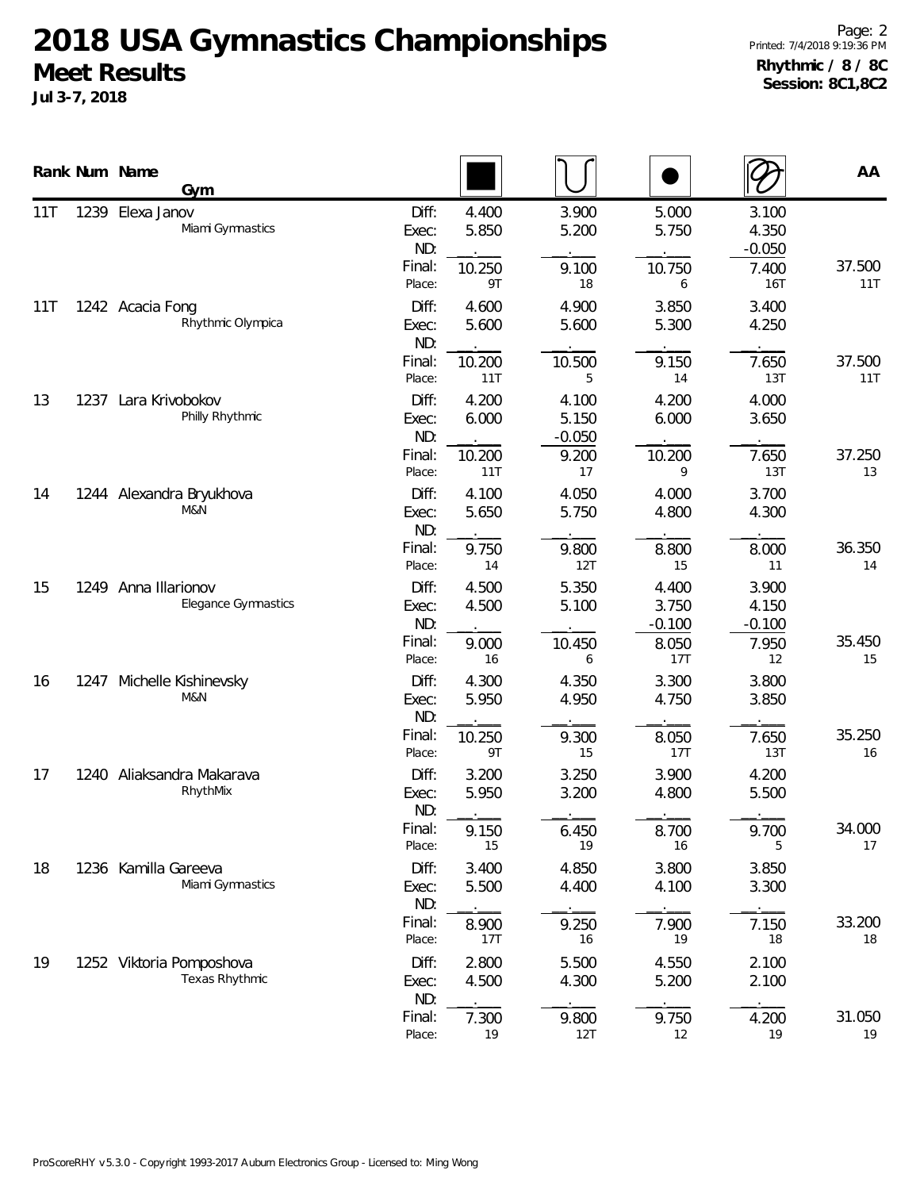# 2018 USA Gymnastics Championships

## Meet Results

**Jul 3-7, 2018**

Page: 2
Printed: 7/4/2018 9:19:36 PM

**Rhythmic / 8 / 8C**
**Session: 8C1,8C2**

| Rank | Num | Name / Gym | | Rope | Hoop | Ball | Ribbon | AA |
|---|---|---|---|---|---|---|---|---|
| 11T | 1239 | Elexa Janov | Diff: | 4.400 | 3.900 | 5.000 | 3.100 | |
| | | Miami Gymnastics | Exec: | 5.850 | 5.200 | 5.750 | 4.350 | |
| | | | ND: | . | . | . | -0.050 | |
| | | | Final: | 10.250 | 9.100 | 10.750 | 7.400 | 37.500 |
| | | | Place: | 9T | 18 | 6 | 16T | 11T |
| 11T | 1242 | Acacia Fong | Diff: | 4.600 | 4.900 | 3.850 | 3.400 | |
| | | Rhythmic Olympica | Exec: | 5.600 | 5.600 | 5.300 | 4.250 | |
| | | | ND: | . | . | . | . | |
| | | | Final: | 10.200 | 10.500 | 9.150 | 7.650 | 37.500 |
| | | | Place: | 11T | 5 | 14 | 13T | 11T |
| 13 | 1237 | Lara Krivobokov | Diff: | 4.200 | 4.100 | 4.200 | 4.000 | |
| | | Philly Rhythmic | Exec: | 6.000 | 5.150 | 6.000 | 3.650 | |
| | | | ND: | . | -0.050 | . | . | |
| | | | Final: | 10.200 | 9.200 | 10.200 | 7.650 | 37.250 |
| | | | Place: | 11T | 17 | 9 | 13T | 13 |
| 14 | 1244 | Alexandra Bryukhova | Diff: | 4.100 | 4.050 | 4.000 | 3.700 | |
| | | M&N | Exec: | 5.650 | 5.750 | 4.800 | 4.300 | |
| | | | ND: | . | . | . | . | |
| | | | Final: | 9.750 | 9.800 | 8.800 | 8.000 | 36.350 |
| | | | Place: | 14 | 12T | 15 | 11 | 14 |
| 15 | 1249 | Anna Illarionov | Diff: | 4.500 | 5.350 | 4.400 | 3.900 | |
| | | Elegance Gymnastics | Exec: | 4.500 | 5.100 | 3.750 | 4.150 | |
| | | | ND: | . | . | -0.100 | -0.100 | |
| | | | Final: | 9.000 | 10.450 | 8.050 | 7.950 | 35.450 |
| | | | Place: | 16 | 6 | 17T | 12 | 15 |
| 16 | 1247 | Michelle Kishinevsky | Diff: | 4.300 | 4.350 | 3.300 | 3.800 | |
| | | M&N | Exec: | 5.950 | 4.950 | 4.750 | 3.850 | |
| | | | ND: | . | . | . | . | |
| | | | Final: | 10.250 | 9.300 | 8.050 | 7.650 | 35.250 |
| | | | Place: | 9T | 15 | 17T | 13T | 16 |
| 17 | 1240 | Aliaksandra Makarava | Diff: | 3.200 | 3.250 | 3.900 | 4.200 | |
| | | RhythMix | Exec: | 5.950 | 3.200 | 4.800 | 5.500 | |
| | | | ND: | . | . | . | . | |
| | | | Final: | 9.150 | 6.450 | 8.700 | 9.700 | 34.000 |
| | | | Place: | 15 | 19 | 16 | 5 | 17 |
| 18 | 1236 | Kamilla Gareeva | Diff: | 3.400 | 4.850 | 3.800 | 3.850 | |
| | | Miami Gymnastics | Exec: | 5.500 | 4.400 | 4.100 | 3.300 | |
| | | | ND: | . | . | . | . | |
| | | | Final: | 8.900 | 9.250 | 7.900 | 7.150 | 33.200 |
| | | | Place: | 17T | 16 | 19 | 18 | 18 |
| 19 | 1252 | Viktoria Pomposhova | Diff: | 2.800 | 5.500 | 4.550 | 2.100 | |
| | | Texas Rhythmic | Exec: | 4.500 | 4.300 | 5.200 | 2.100 | |
| | | | ND: | . | . | . | . | |
| | | | Final: | 7.300 | 9.800 | 9.750 | 4.200 | 31.050 |
| | | | Place: | 19 | 12T | 12 | 19 | 19 |

ProScoreRHY v5.3.0 - Copyright 1993-2017 Auburn Electronics Group - Licensed to: Ming Wong